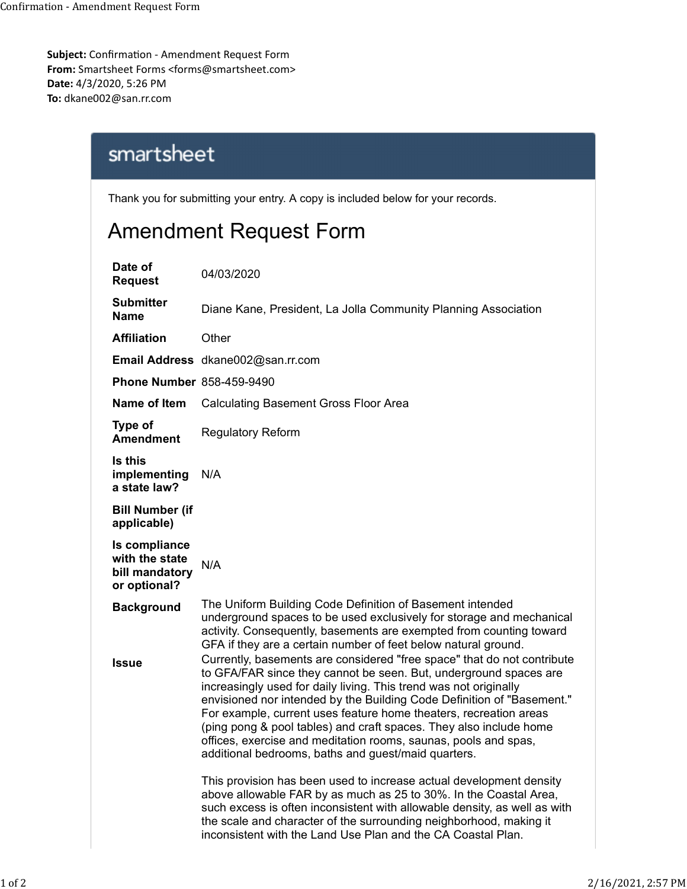**Subject:** Confirmation - Amendment Request Form
**From:** Smartsheet Forms <forms@smartsheet.com>
**Date:** 4/3/2020, 5:26 PM
**To:** dkane002@san.rr.com

smartsheet

Thank you for submitting your entry. A copy is included below for your records.

# Amendment Request Form

| | |
|---|---|
| **Date of Request** | 04/03/2020 |
| **Submitter Name** | Diane Kane, President, La Jolla Community Planning Association |
| **Affiliation** | Other |
| **Email Address** | dkane002@san.rr.com |
| **Phone Number** | 858-459-9490 |
| **Name of Item** | Calculating Basement Gross Floor Area |
| **Type of Amendment** | Regulatory Reform |
| **Is this implementing a state law?** | N/A |
| **Bill Number (if applicable)** | |
| **Is compliance with the state bill mandatory or optional?** | N/A |
| **Background** | The Uniform Building Code Definition of Basement intended underground spaces to be used exclusively for storage and mechanical activity. Consequently, basements are exempted from counting toward GFA if they are a certain number of feet below natural ground. |
| **Issue** | Currently, basements are considered "free space" that do not contribute to GFA/FAR since they cannot be seen. But, underground spaces are increasingly used for daily living. This trend was not originally envisioned nor intended by the Building Code Definition of "Basement." For example, current uses feature home theaters, recreation areas (ping pong & pool tables) and craft spaces. They also include home offices, exercise and meditation rooms, saunas, pools and spas, additional bedrooms, baths and guest/maid quarters.<br><br>This provision has been used to increase actual development density above allowable FAR by as much as 25 to 30%. In the Coastal Area, such excess is often inconsistent with allowable density, as well as with the scale and character of the surrounding neighborhood, making it inconsistent with the Land Use Plan and the CA Coastal Plan. |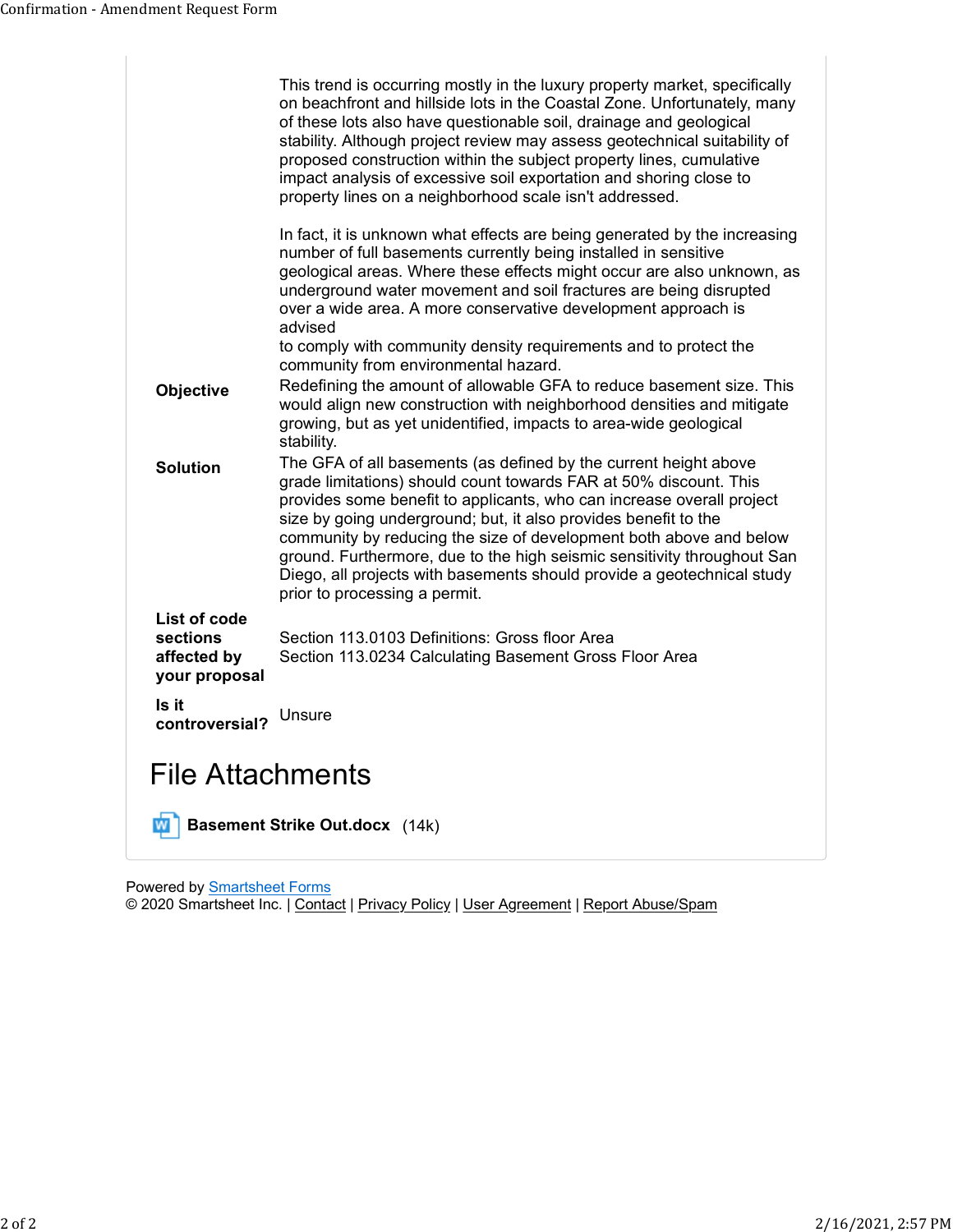This trend is occurring mostly in the luxury property market, specifically on beachfront and hillside lots in the Coastal Zone. Unfortunately, many of these lots also have questionable soil, drainage and geological stability. Although project review may assess geotechnical suitability of proposed construction within the subject property lines, cumulative impact analysis of excessive soil exportation and shoring close to property lines on a neighborhood scale isn't addressed.

In fact, it is unknown what effects are being generated by the increasing number of full basements currently being installed in sensitive geological areas. Where these effects might occur are also unknown, as underground water movement and soil fractures are being disrupted over a wide area. A more conservative development approach is advised
to comply with community density requirements and to protect the community from environmental hazard.

| | |
|---|---|
| **Objective** | Redefining the amount of allowable GFA to reduce basement size. This would align new construction with neighborhood densities and mitigate growing, but as yet unidentified, impacts to area-wide geological stability. |
| **Solution** | The GFA of all basements (as defined by the current height above grade limitations) should count towards FAR at 50% discount. This provides some benefit to applicants, who can increase overall project size by going underground; but, it also provides benefit to the community by reducing the size of development both above and below ground. Furthermore, due to the high seismic sensitivity throughout San Diego, all projects with basements should provide a geotechnical study prior to processing a permit. |
| **List of code sections affected by your proposal** | Section 113.0103 Definitions: Gross floor Area<br>Section 113.0234 Calculating Basement Gross Floor Area |
| **Is it controversial?** | Unsure |

# File Attachments

**Basement Strike Out.docx** (14k)

Powered by Smartsheet Forms
© 2020 Smartsheet Inc. | Contact | Privacy Policy | User Agreement | Report Abuse/Spam